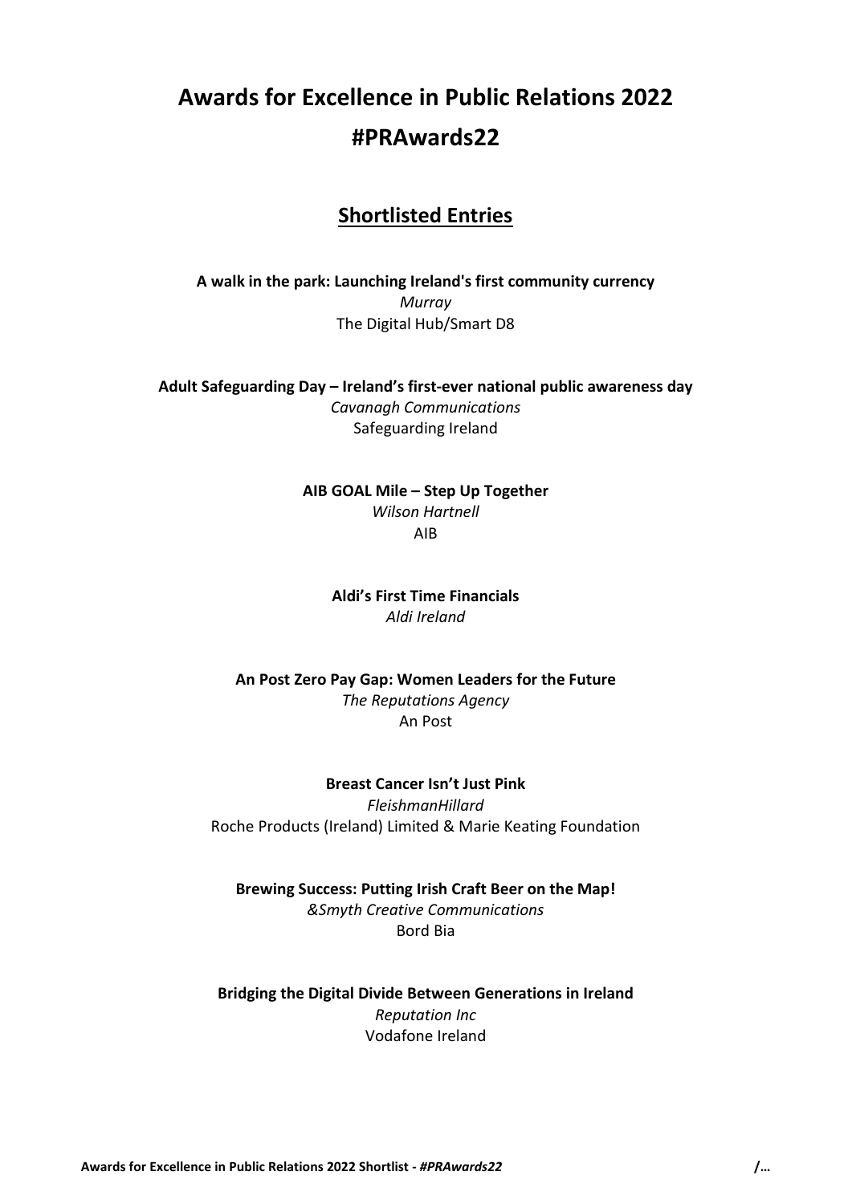# Awards for Excellence in Public Relations 2022
# #PRAwards22

## Shortlisted Entries

**A walk in the park: Launching Ireland's first community currency**
*Murray*
The Digital Hub/Smart D8

**Adult Safeguarding Day – Ireland's first-ever national public awareness day**
*Cavanagh Communications*
Safeguarding Ireland

**AIB GOAL Mile – Step Up Together**
*Wilson Hartnell*
AIB

**Aldi's First Time Financials**
*Aldi Ireland*

**An Post Zero Pay Gap: Women Leaders for the Future**
*The Reputations Agency*
An Post

**Breast Cancer Isn't Just Pink**
*FleishmanHillard*
Roche Products (Ireland) Limited & Marie Keating Foundation

**Brewing Success: Putting Irish Craft Beer on the Map!**
*&Smyth Creative Communications*
Bord Bia

**Bridging the Digital Divide Between Generations in Ireland**
*Reputation Inc*
Vodafone Ireland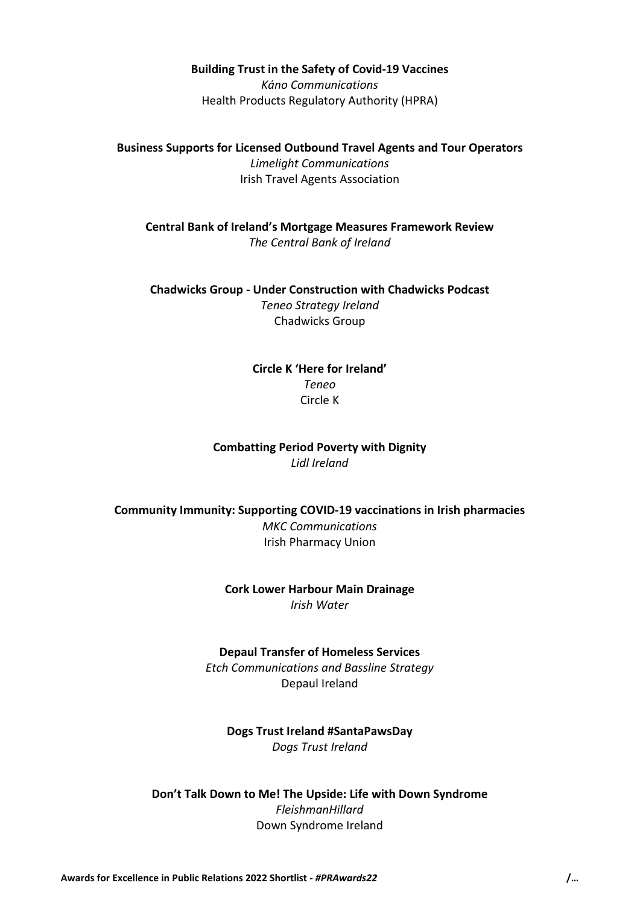**Building Trust in the Safety of Covid-19 Vaccines**
*Káno Communications*
Health Products Regulatory Authority (HPRA)

**Business Supports for Licensed Outbound Travel Agents and Tour Operators**
*Limelight Communications*
Irish Travel Agents Association

**Central Bank of Ireland's Mortgage Measures Framework Review**
*The Central Bank of Ireland*

**Chadwicks Group - Under Construction with Chadwicks Podcast**
*Teneo Strategy Ireland*
Chadwicks Group

**Circle K 'Here for Ireland'**
*Teneo*
Circle K

**Combatting Period Poverty with Dignity**
*Lidl Ireland*

**Community Immunity: Supporting COVID-19 vaccinations in Irish pharmacies**
*MKC Communications*
Irish Pharmacy Union

**Cork Lower Harbour Main Drainage**
*Irish Water*

**Depaul Transfer of Homeless Services**
*Etch Communications and Bassline Strategy*
Depaul Ireland

**Dogs Trust Ireland #SantaPawsDay**
*Dogs Trust Ireland*

**Don't Talk Down to Me! The Upside: Life with Down Syndrome**
*FleishmanHillard*
Down Syndrome Ireland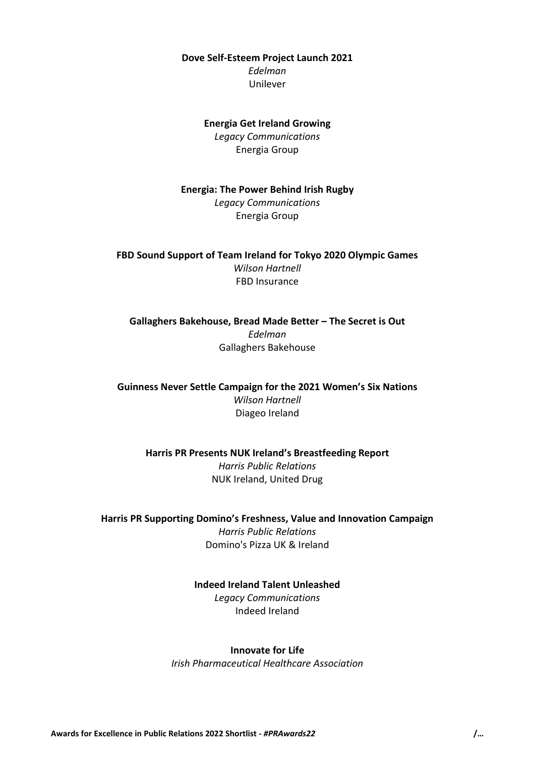**Dove Self-Esteem Project Launch 2021**
*Edelman*
Unilever

**Energia Get Ireland Growing**
*Legacy Communications*
Energia Group

**Energia: The Power Behind Irish Rugby**
*Legacy Communications*
Energia Group

**FBD Sound Support of Team Ireland for Tokyo 2020 Olympic Games**
*Wilson Hartnell*
FBD Insurance

**Gallaghers Bakehouse, Bread Made Better – The Secret is Out**
*Edelman*
Gallaghers Bakehouse

**Guinness Never Settle Campaign for the 2021 Women's Six Nations**
*Wilson Hartnell*
Diageo Ireland

**Harris PR Presents NUK Ireland's Breastfeeding Report**
*Harris Public Relations*
NUK Ireland, United Drug

**Harris PR Supporting Domino's Freshness, Value and Innovation Campaign**
*Harris Public Relations*
Domino's Pizza UK & Ireland

**Indeed Ireland Talent Unleashed**
*Legacy Communications*
Indeed Ireland

**Innovate for Life**
*Irish Pharmaceutical Healthcare Association*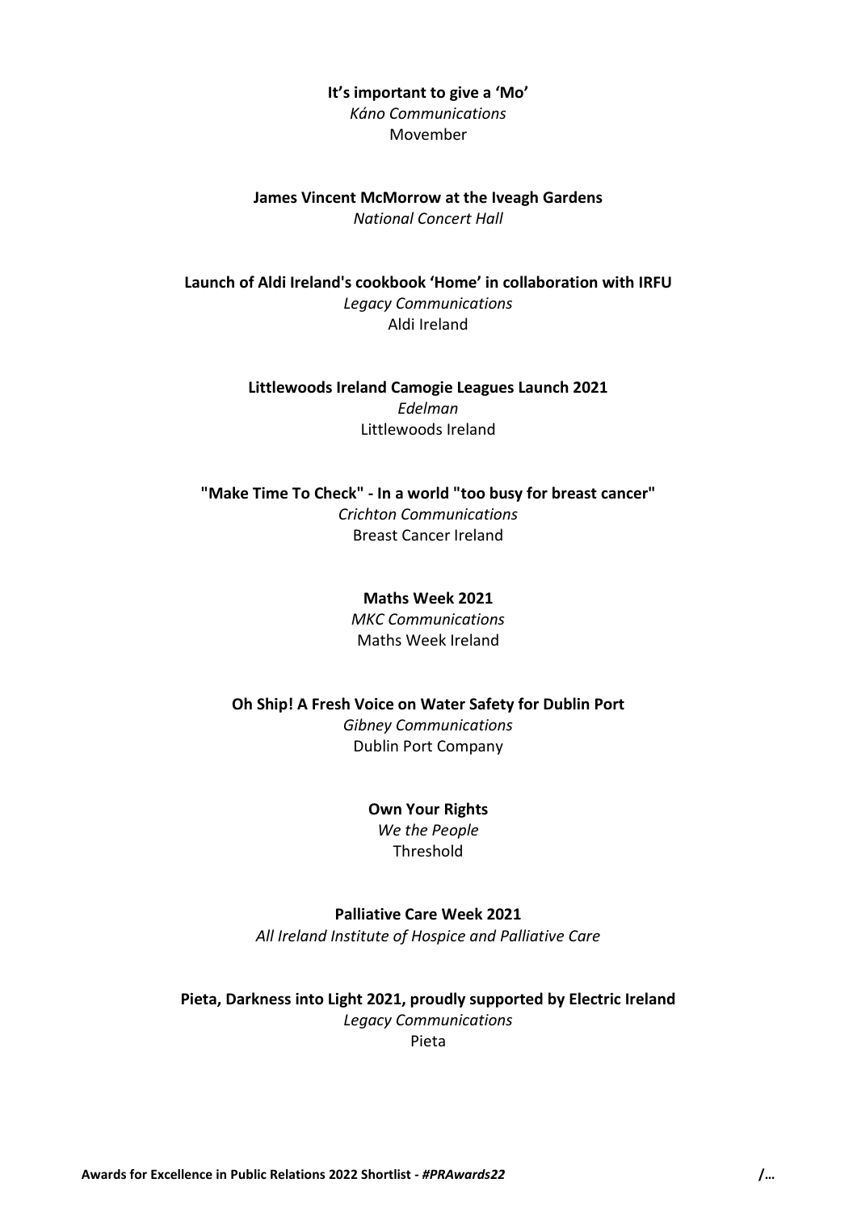**It's important to give a 'Mo'**
*Káno Communications*
Movember

**James Vincent McMorrow at the Iveagh Gardens**
*National Concert Hall*

**Launch of Aldi Ireland's cookbook 'Home' in collaboration with IRFU**
*Legacy Communications*
Aldi Ireland

**Littlewoods Ireland Camogie Leagues Launch 2021**
*Edelman*
Littlewoods Ireland

**"Make Time To Check" - In a world "too busy for breast cancer"**
*Crichton Communications*
Breast Cancer Ireland

**Maths Week 2021**
*MKC Communications*
Maths Week Ireland

**Oh Ship! A Fresh Voice on Water Safety for Dublin Port**
*Gibney Communications*
Dublin Port Company

**Own Your Rights**
*We the People*
Threshold

**Palliative Care Week 2021**
*All Ireland Institute of Hospice and Palliative Care*

**Pieta, Darkness into Light 2021, proudly supported by Electric Ireland**
*Legacy Communications*
Pieta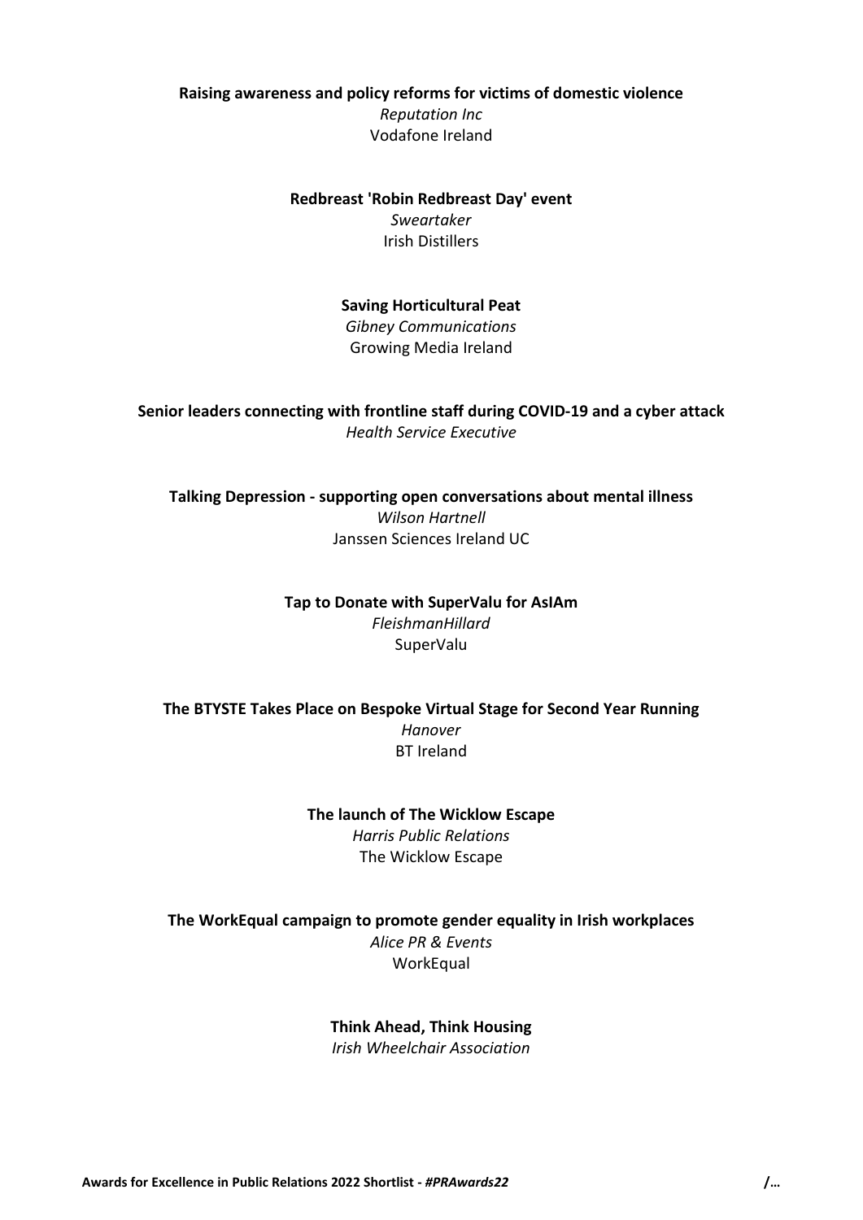**Raising awareness and policy reforms for victims of domestic violence**
*Reputation Inc*
Vodafone Ireland

**Redbreast 'Robin Redbreast Day' event**
*Sweartaker*
Irish Distillers

**Saving Horticultural Peat**
*Gibney Communications*
Growing Media Ireland

**Senior leaders connecting with frontline staff during COVID-19 and a cyber attack**
*Health Service Executive*

**Talking Depression - supporting open conversations about mental illness**
*Wilson Hartnell*
Janssen Sciences Ireland UC

**Tap to Donate with SuperValu for AsIAm**
*FleishmanHillard*
SuperValu

**The BTYSTE Takes Place on Bespoke Virtual Stage for Second Year Running**
*Hanover*
BT Ireland

**The launch of The Wicklow Escape**
*Harris Public Relations*
The Wicklow Escape

**The WorkEqual campaign to promote gender equality in Irish workplaces**
*Alice PR & Events*
WorkEqual

**Think Ahead, Think Housing**
*Irish Wheelchair Association*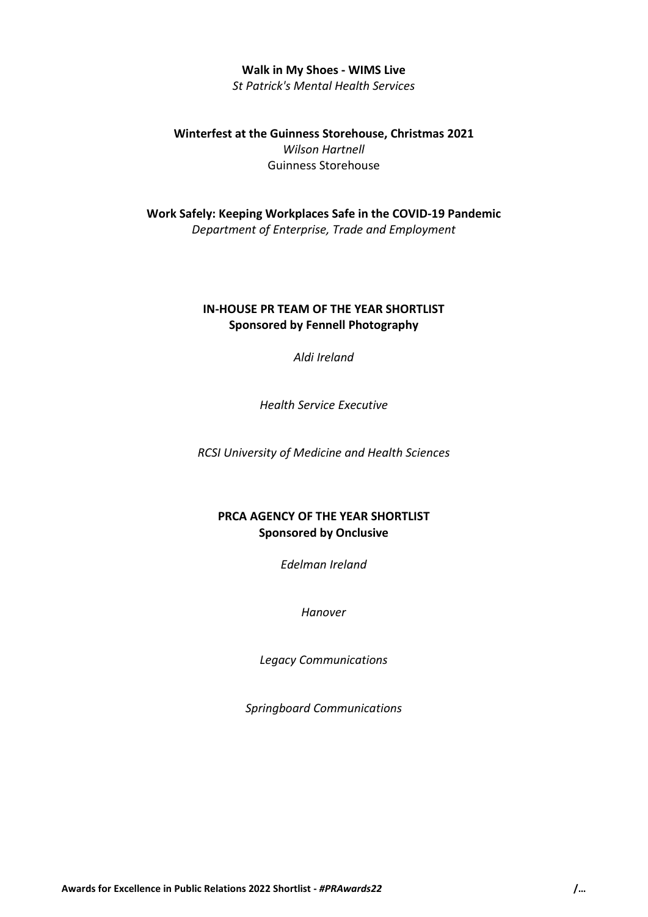**Walk in My Shoes - WIMS Live**
*St Patrick's Mental Health Services*

**Winterfest at the Guinness Storehouse, Christmas 2021**
*Wilson Hartnell*
Guinness Storehouse

**Work Safely: Keeping Workplaces Safe in the COVID-19 Pandemic**
*Department of Enterprise, Trade and Employment*

## IN-HOUSE PR TEAM OF THE YEAR SHORTLIST
**Sponsored by Fennell Photography**

*Aldi Ireland*

*Health Service Executive*

*RCSI University of Medicine and Health Sciences*

## PRCA AGENCY OF THE YEAR SHORTLIST
**Sponsored by Onclusive**

*Edelman Ireland*

*Hanover*

*Legacy Communications*

*Springboard Communications*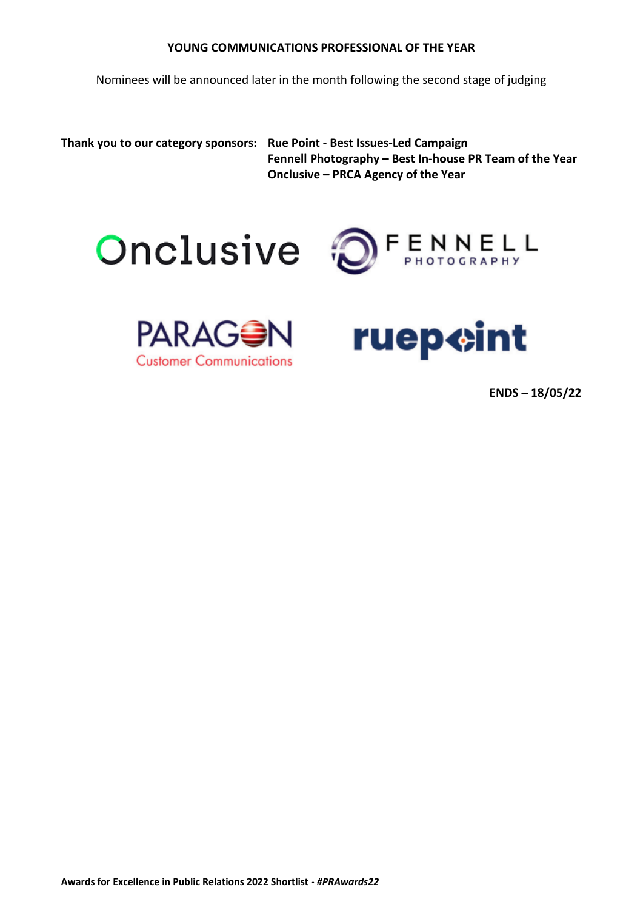**YOUNG COMMUNICATIONS PROFESSIONAL OF THE YEAR**

Nominees will be announced later in the month following the second stage of judging

**Thank you to our category sponsors:** **Rue Point - Best Issues-Led Campaign**
**Fennell Photography – Best In-house PR Team of the Year**
**Onclusive – PRCA Agency of the Year**

**ENDS – 18/05/22**

**Awards for Excellence in Public Relations 2022 Shortlist - *#PRAwards22***